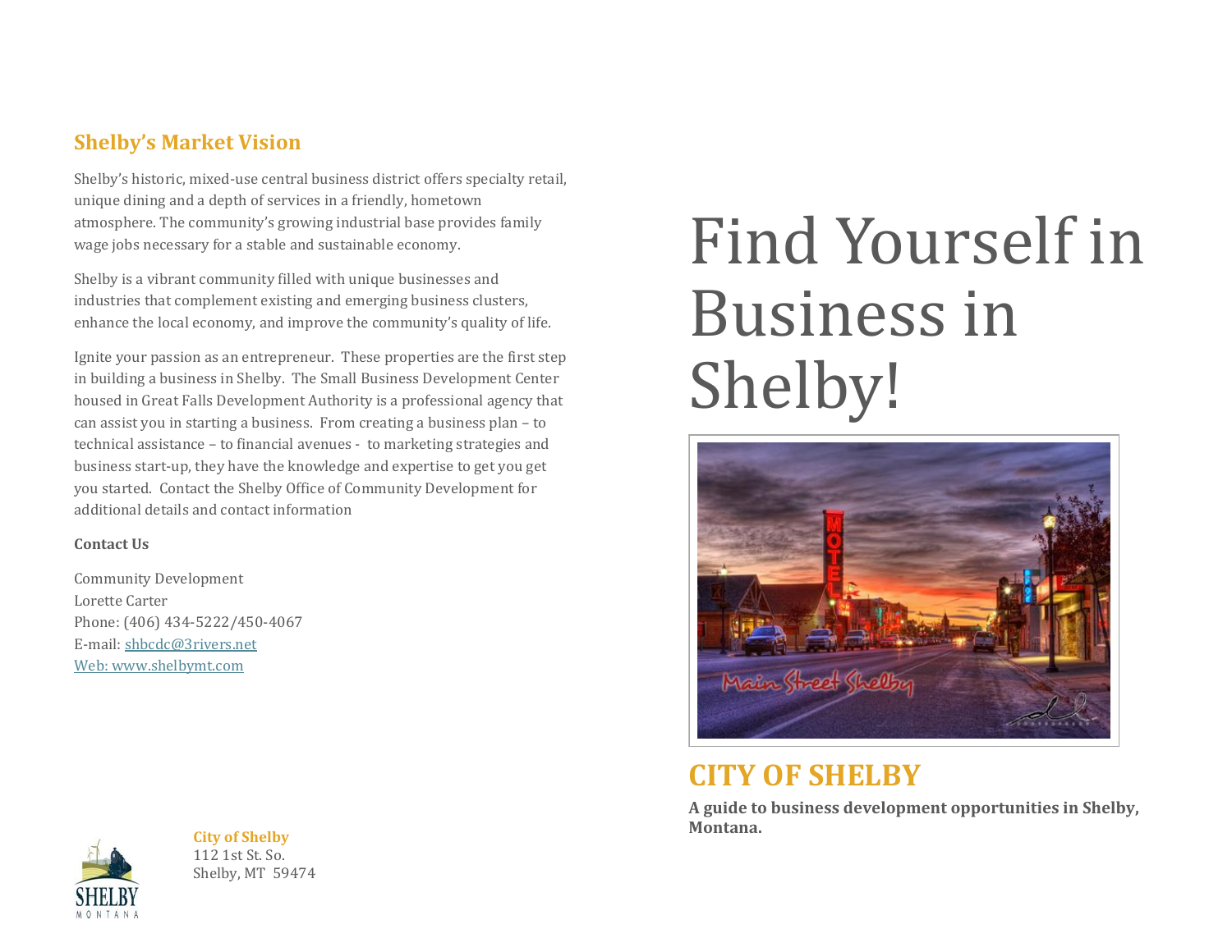## Shelby's Market Vision

Shelby's historic, mixed-use central business district offers specialty retail, unique dining and a depth of services in a friendly, hometown atmosphere. The community's growing industrial base provides family wage jobs necessary for a stable and sustainable economy.

Shelby is a vibrant community filled with unique businesses and industries that complement existing and emerging business clusters, enhance the local economy, and improve the community's quality of life.

Ignite your passion as an entrepreneur. These properties are the first step in building a business in Shelby. The Small Business Development Center housed in Great Falls Development Authority is a professional agency that can assist you in starting a business. From creating a business plan – to technical assistance – to financial avenues - to marketing strategies and business start-up, they have the knowledge and expertise to get you get you started. Contact the Shelby Office of Community Development for additional details and contact information

**Contact Us**

Community Development
Lorette Carter
Phone: (406) 434-5222/450-4067
E-mail: shbcdc@3rivers.net
Web: www.shelbymt.com

**City of Shelby**
112 1st St. So.
Shelby, MT 59474

# Find Yourself in Business in Shelby!

## CITY OF SHELBY

**A guide to business development opportunities in Shelby, Montana.**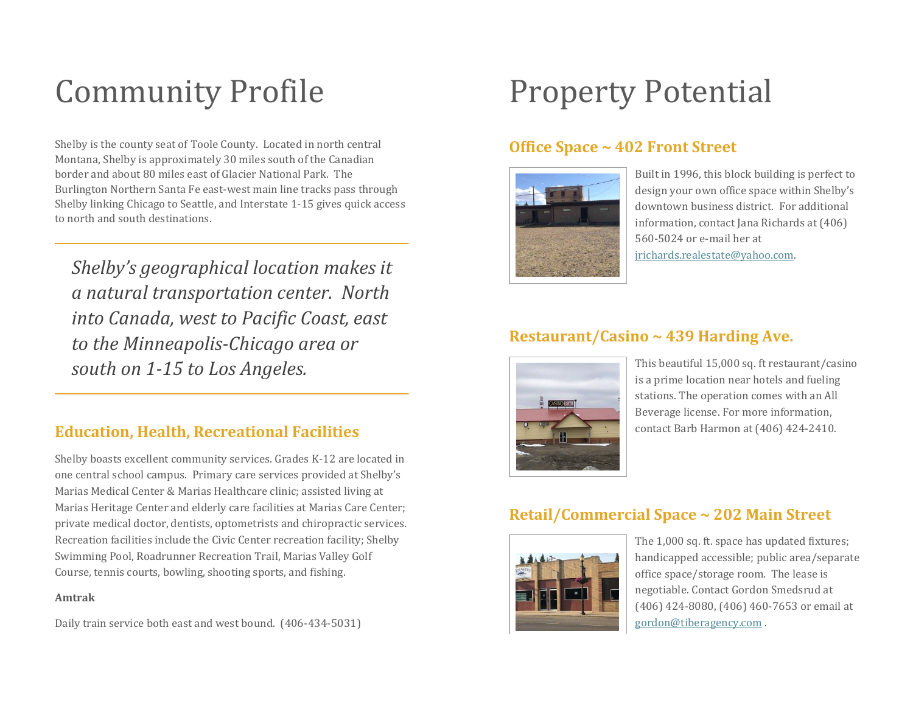# Community Profile

Shelby is the county seat of Toole County. Located in north central Montana, Shelby is approximately 30 miles south of the Canadian border and about 80 miles east of Glacier National Park. The Burlington Northern Santa Fe east-west main line tracks pass through Shelby linking Chicago to Seattle, and Interstate 1-15 gives quick access to north and south destinations.

*Shelby's geographical location makes it a natural transportation center. North into Canada, west to Pacific Coast, east to the Minneapolis-Chicago area or south on 1-15 to Los Angeles.*

## Education, Health, Recreational Facilities

Shelby boasts excellent community services. Grades K-12 are located in one central school campus. Primary care services provided at Shelby's Marias Medical Center & Marias Healthcare clinic; assisted living at Marias Heritage Center and elderly care facilities at Marias Care Center; private medical doctor, dentists, optometrists and chiropractic services. Recreation facilities include the Civic Center recreation facility; Shelby Swimming Pool, Roadrunner Recreation Trail, Marias Valley Golf Course, tennis courts, bowling, shooting sports, and fishing.

**Amtrak**

Daily train service both east and west bound. (406-434-5031)

# Property Potential

## Office Space ~ 402 Front Street

Built in 1996, this block building is perfect to design your own office space within Shelby's downtown business district. For additional information, contact Jana Richards at (406) 560-5024 or e-mail her at jrichards.realestate@yahoo.com.

## Restaurant/Casino ~ 439 Harding Ave.

This beautiful 15,000 sq. ft restaurant/casino is a prime location near hotels and fueling stations. The operation comes with an All Beverage license. For more information, contact Barb Harmon at (406) 424-2410.

## Retail/Commercial Space ~ 202 Main Street

The 1,000 sq. ft. space has updated fixtures; handicapped accessible; public area/separate office space/storage room. The lease is negotiable. Contact Gordon Smedsrud at (406) 424-8080, (406) 460-7653 or email at gordon@tiberagency.com .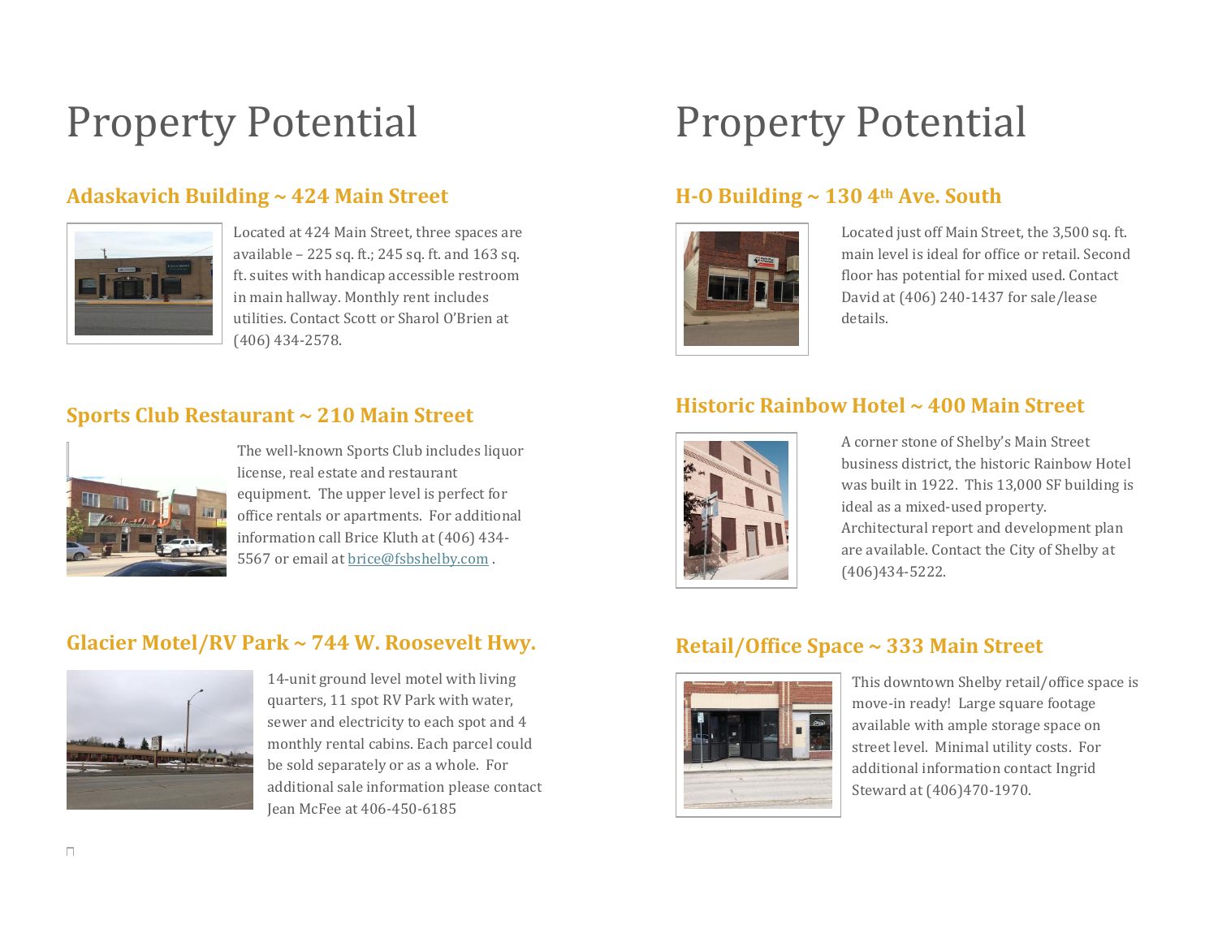# Property Potential

## Adaskavich Building ~ 424 Main Street

Located at 424 Main Street, three spaces are available – 225 sq. ft.; 245 sq. ft. and 163 sq. ft. suites with handicap accessible restroom in main hallway. Monthly rent includes utilities. Contact Scott or Sharol O'Brien at (406) 434-2578.

## Sports Club Restaurant ~ 210 Main Street

The well-known Sports Club includes liquor license, real estate and restaurant equipment. The upper level is perfect for office rentals or apartments. For additional information call Brice Kluth at (406) 434-5567 or email at brice@fsbshelby.com .

## Glacier Motel/RV Park ~ 744 W. Roosevelt Hwy.

14-unit ground level motel with living quarters, 11 spot RV Park with water, sewer and electricity to each spot and 4 monthly rental cabins. Each parcel could be sold separately or as a whole. For additional sale information please contact Jean McFee at 406-450-6185

# Property Potential

## H-O Building ~ 130 4th Ave. South

Located just off Main Street, the 3,500 sq. ft. main level is ideal for office or retail. Second floor has potential for mixed used. Contact David at (406) 240-1437 for sale/lease details.

## Historic Rainbow Hotel ~ 400 Main Street

A corner stone of Shelby's Main Street business district, the historic Rainbow Hotel was built in 1922. This 13,000 SF building is ideal as a mixed-used property. Architectural report and development plan are available. Contact the City of Shelby at (406)434-5222.

## Retail/Office Space ~ 333 Main Street

This downtown Shelby retail/office space is move-in ready! Large square footage available with ample storage space on street level. Minimal utility costs. For additional information contact Ingrid Steward at (406)470-1970.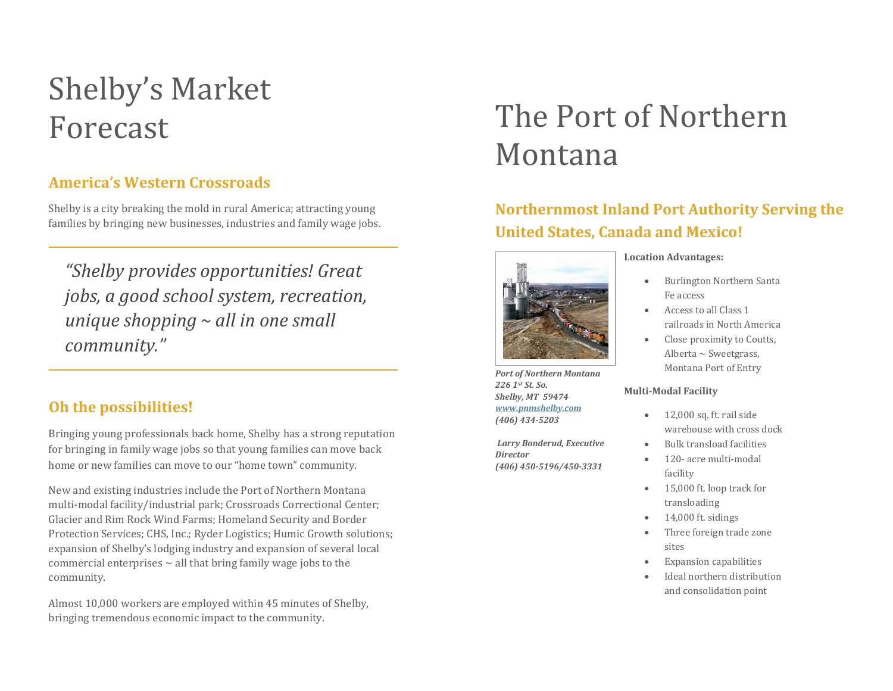# Shelby's Market Forecast

## America's Western Crossroads

Shelby is a city breaking the mold in rural America; attracting young families by bringing new businesses, industries and family wage jobs.

---

*"Shelby provides opportunities! Great jobs, a good school system, recreation, unique shopping ~ all in one small community."*

---

## Oh the possibilities!

Bringing young professionals back home, Shelby has a strong reputation for bringing in family wage jobs so that young families can move back home or new families can move to our "home town" community.

New and existing industries include the Port of Northern Montana multi-modal facility/industrial park; Crossroads Correctional Center; Glacier and Rim Rock Wind Farms; Homeland Security and Border Protection Services; CHS, Inc.; Ryder Logistics; Humic Growth solutions; expansion of Shelby's lodging industry and expansion of several local commercial enterprises ~ all that bring family wage jobs to the community.

Almost 10,000 workers are employed within 45 minutes of Shelby, bringing tremendous economic impact to the community.

# The Port of Northern Montana

## Northernmost Inland Port Authority Serving the United States, Canada and Mexico!

***Port of Northern Montana***
***226 1st St. So.***
***Shelby, MT 59474***
***www.pnmshelby.com***
***(406) 434-5203***

***Larry Bonderud, Executive Director***
***(406) 450-5196/450-3331***

**Location Advantages:**

- Burlington Northern Santa Fe access
- Access to all Class 1 railroads in North America
- Close proximity to Coutts, Alberta ~ Sweetgrass, Montana Port of Entry

**Multi-Modal Facility**

- 12,000 sq. ft. rail side warehouse with cross dock
- Bulk transload facilities
- 120- acre multi-modal facility
- 15,000 ft. loop track for transloading
- 14,000 ft. sidings
- Three foreign trade zone sites
- Expansion capabilities
- Ideal northern distribution and consolidation point